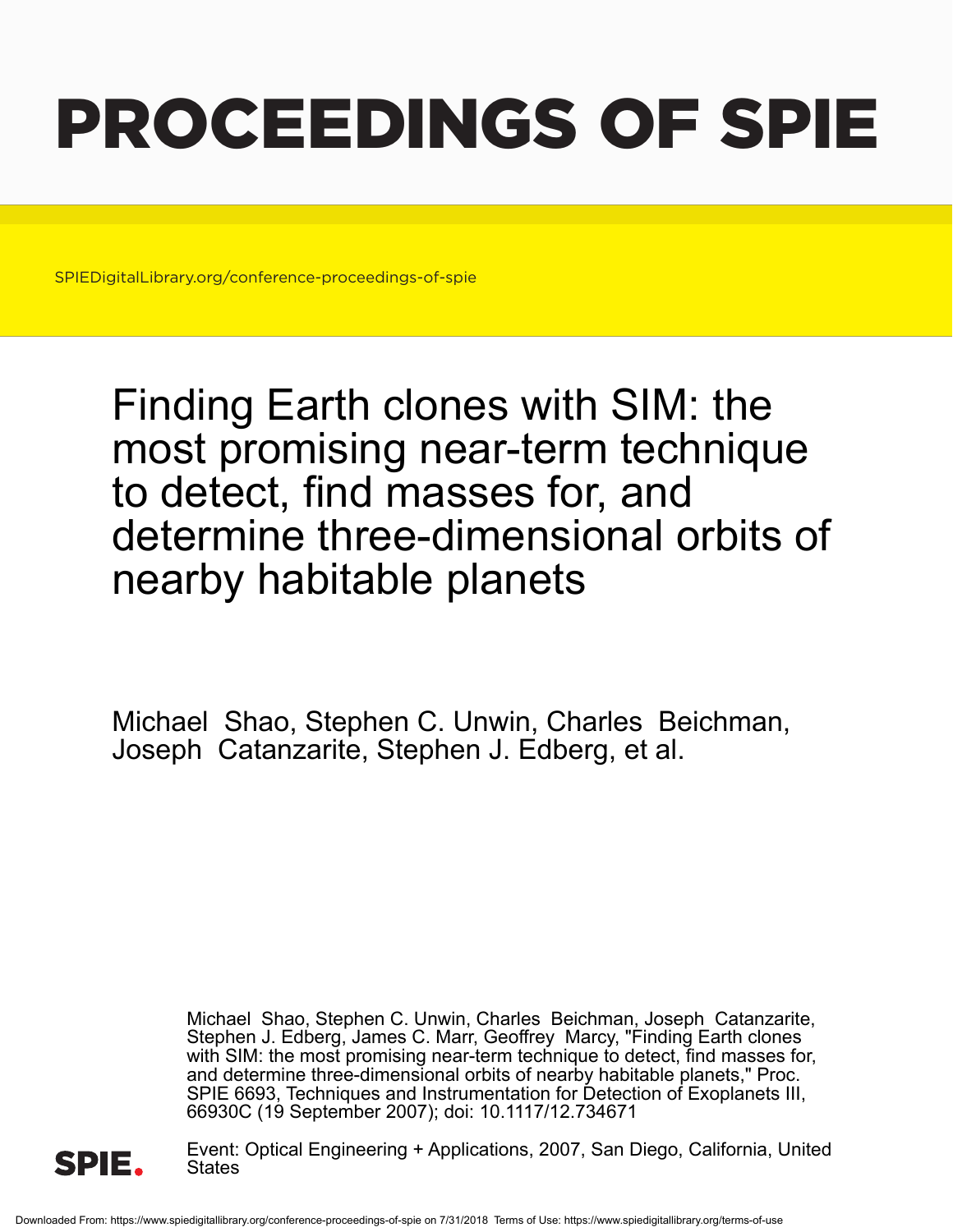# PROCEEDINGS OF SPIE

SPIEDigitalLibrary.org/conference-proceedings-of-spie

## Finding Earth clones with SIM: the most promising near-term technique to detect, find masses for, and determine three-dimensional orbits of nearby habitable planets

Michael Shao, Stephen C. Unwin, Charles Beichman, Joseph Catanzarite, Stephen J. Edberg, et al.

Michael Shao, Stephen C. Unwin, Charles Beichman, Joseph Catanzarite, Stephen J. Edberg, James C. Marr, Geoffrey Marcy, "Finding Earth clones with SIM: the most promising near-term technique to detect, find masses for, and determine three-dimensional orbits of nearby habitable planets," Proc. SPIE 6693, Techniques and Instrumentation for Detection of Exoplanets III, 66930C (19 September 2007); doi: 10.1117/12.734671

SPIE.

Event: Optical Engineering + Applications, 2007, San Diego, California, United States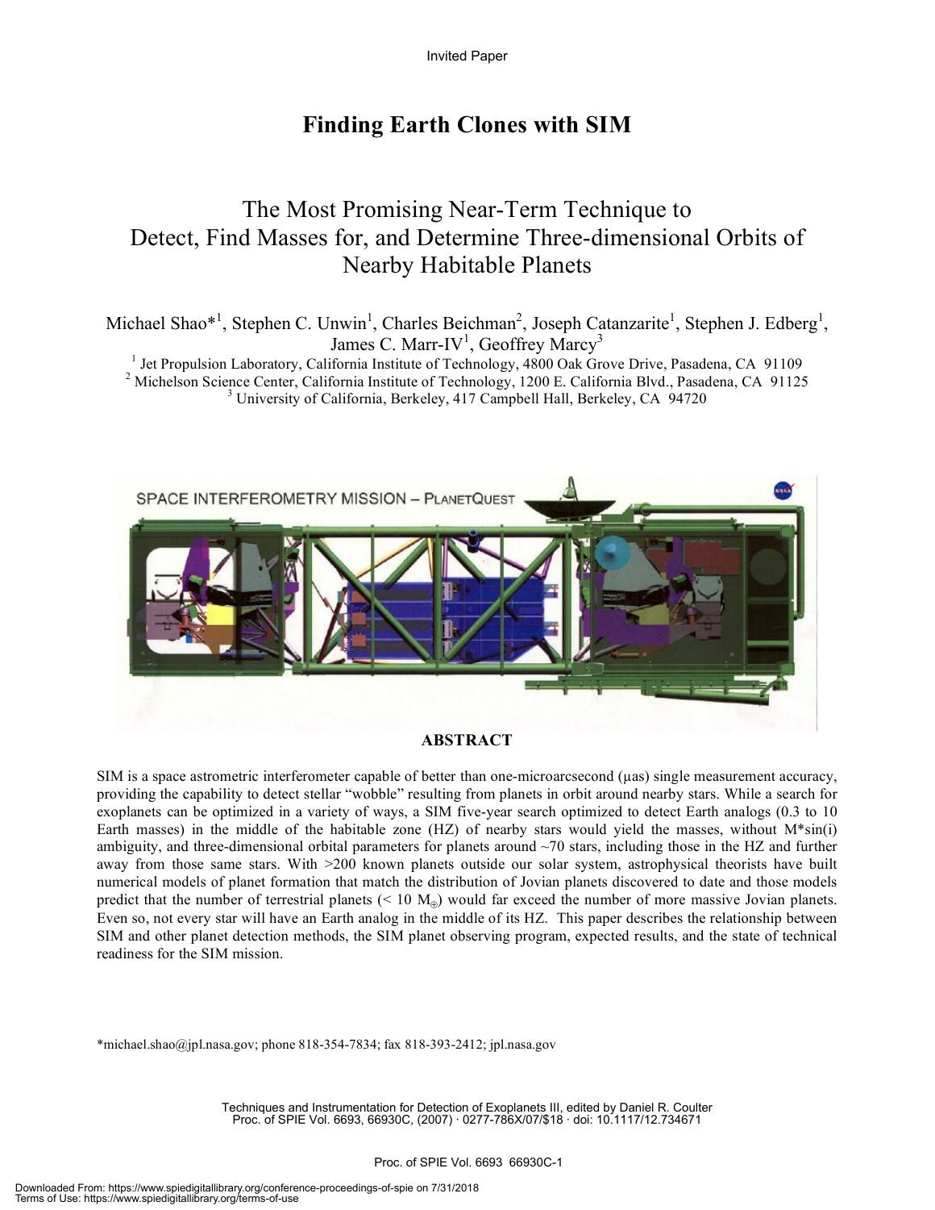Invited Paper

# Finding Earth Clones with SIM

## The Most Promising Near-Term Technique to Detect, Find Masses for, and Determine Three-dimensional Orbits of Nearby Habitable Planets

Michael Shao*[1], Stephen C. Unwin[1], Charles Beichman[2], Joseph Catanzarite[1], Stephen J. Edberg[1], James C. Marr-IV[1], Geoffrey Marcy[3]

[1] Jet Propulsion Laboratory, California Institute of Technology, 4800 Oak Grove Drive, Pasadena, CA 91109
[2] Michelson Science Center, California Institute of Technology, 1200 E. California Blvd., Pasadena, CA 91125
[3] University of California, Berkeley, 417 Campbell Hall, Berkeley, CA 94720

SPACE INTERFEROMETRY MISSION – PLANETQUEST

**ABSTRACT**

SIM is a space astrometric interferometer capable of better than one-microarcsecond (μas) single measurement accuracy, providing the capability to detect stellar "wobble" resulting from planets in orbit around nearby stars. While a search for exoplanets can be optimized in a variety of ways, a SIM five-year search optimized to detect Earth analogs (0.3 to 10 Earth masses) in the middle of the habitable zone (HZ) of nearby stars would yield the masses, without M*sin(i) ambiguity, and three-dimensional orbital parameters for planets around ~70 stars, including those in the HZ and further away from those same stars. With >200 known planets outside our solar system, astrophysical theorists have built numerical models of planet formation that match the distribution of Jovian planets discovered to date and those models predict that the number of terrestrial planets ($< 10\ M_{\oplus}$) would far exceed the number of more massive Jovian planets. Even so, not every star will have an Earth analog in the middle of its HZ. This paper describes the relationship between SIM and other planet detection methods, the SIM planet observing program, expected results, and the state of technical readiness for the SIM mission.

*michael.shao@jpl.nasa.gov; phone 818-354-7834; fax 818-393-2412; jpl.nasa.gov

Techniques and Instrumentation for Detection of Exoplanets III, edited by Daniel R. Coulter
Proc. of SPIE Vol. 6693, 66930C, (2007) · 0277-786X/07/$18 · doi: 10.1117/12.734671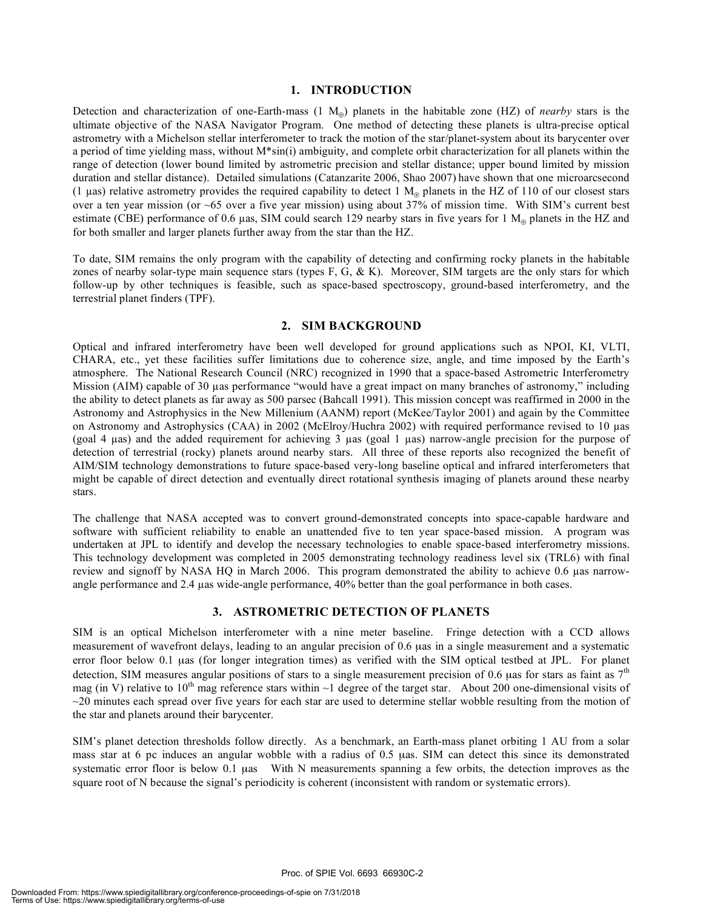## 1. INTRODUCTION

Detection and characterization of one-Earth-mass (1 $M_\oplus$) planets in the habitable zone (HZ) of *nearby* stars is the ultimate objective of the NASA Navigator Program. One method of detecting these planets is ultra-precise optical astrometry with a Michelson stellar interferometer to track the motion of the star/planet-system about its barycenter over a period of time yielding mass, without M*sin(i) ambiguity, and complete orbit characterization for all planets within the range of detection (lower bound limited by astrometric precision and stellar distance; upper bound limited by mission duration and stellar distance). Detailed simulations (Catanzarite 2006, Shao 2007) have shown that one microarcsecond (1 μas) relative astrometry provides the required capability to detect 1 $M_\oplus$ planets in the HZ of 110 of our closest stars over a ten year mission (or ~65 over a five year mission) using about 37% of mission time. With SIM's current best estimate (CBE) performance of 0.6 μas, SIM could search 129 nearby stars in five years for 1 $M_\oplus$ planets in the HZ and for both smaller and larger planets further away from the star than the HZ.

To date, SIM remains the only program with the capability of detecting and confirming rocky planets in the habitable zones of nearby solar-type main sequence stars (types F, G, & K). Moreover, SIM targets are the only stars for which follow-up by other techniques is feasible, such as space-based spectroscopy, ground-based interferometry, and the terrestrial planet finders (TPF).

## 2. SIM BACKGROUND

Optical and infrared interferometry have been well developed for ground applications such as NPOI, KI, VLTI, CHARA, etc., yet these facilities suffer limitations due to coherence size, angle, and time imposed by the Earth's atmosphere. The National Research Council (NRC) recognized in 1990 that a space-based Astrometric Interferometry Mission (AIM) capable of 30 μas performance "would have a great impact on many branches of astronomy," including the ability to detect planets as far away as 500 parsec (Bahcall 1991). This mission concept was reaffirmed in 2000 in the Astronomy and Astrophysics in the New Millenium (AANM) report (McKee/Taylor 2001) and again by the Committee on Astronomy and Astrophysics (CAA) in 2002 (McElroy/Huchra 2002) with required performance revised to 10 μas (goal 4 μas) and the added requirement for achieving 3 μas (goal 1 μas) narrow-angle precision for the purpose of detection of terrestrial (rocky) planets around nearby stars. All three of these reports also recognized the benefit of AIM/SIM technology demonstrations to future space-based very-long baseline optical and infrared interferometers that might be capable of direct detection and eventually direct rotational synthesis imaging of planets around these nearby stars.

The challenge that NASA accepted was to convert ground-demonstrated concepts into space-capable hardware and software with sufficient reliability to enable an unattended five to ten year space-based mission. A program was undertaken at JPL to identify and develop the necessary technologies to enable space-based interferometry missions. This technology development was completed in 2005 demonstrating technology readiness level six (TRL6) with final review and signoff by NASA HQ in March 2006. This program demonstrated the ability to achieve 0.6 μas narrow-angle performance and 2.4 μas wide-angle performance, 40% better than the goal performance in both cases.

## 3. ASTROMETRIC DETECTION OF PLANETS

SIM is an optical Michelson interferometer with a nine meter baseline. Fringe detection with a CCD allows measurement of wavefront delays, leading to an angular precision of 0.6 μas in a single measurement and a systematic error floor below 0.1 μas (for longer integration times) as verified with the SIM optical testbed at JPL. For planet detection, SIM measures angular positions of stars to a single measurement precision of 0.6 μas for stars as faint as $7^{th}$ mag (in V) relative to $10^{th}$ mag reference stars within ~1 degree of the target star. About 200 one-dimensional visits of ~20 minutes each spread over five years for each star are used to determine stellar wobble resulting from the motion of the star and planets around their barycenter.

SIM's planet detection thresholds follow directly. As a benchmark, an Earth-mass planet orbiting 1 AU from a solar mass star at 6 pc induces an angular wobble with a radius of 0.5 μas. SIM can detect this since its demonstrated systematic error floor is below 0.1 μas With N measurements spanning a few orbits, the detection improves as the square root of N because the signal's periodicity is coherent (inconsistent with random or systematic errors).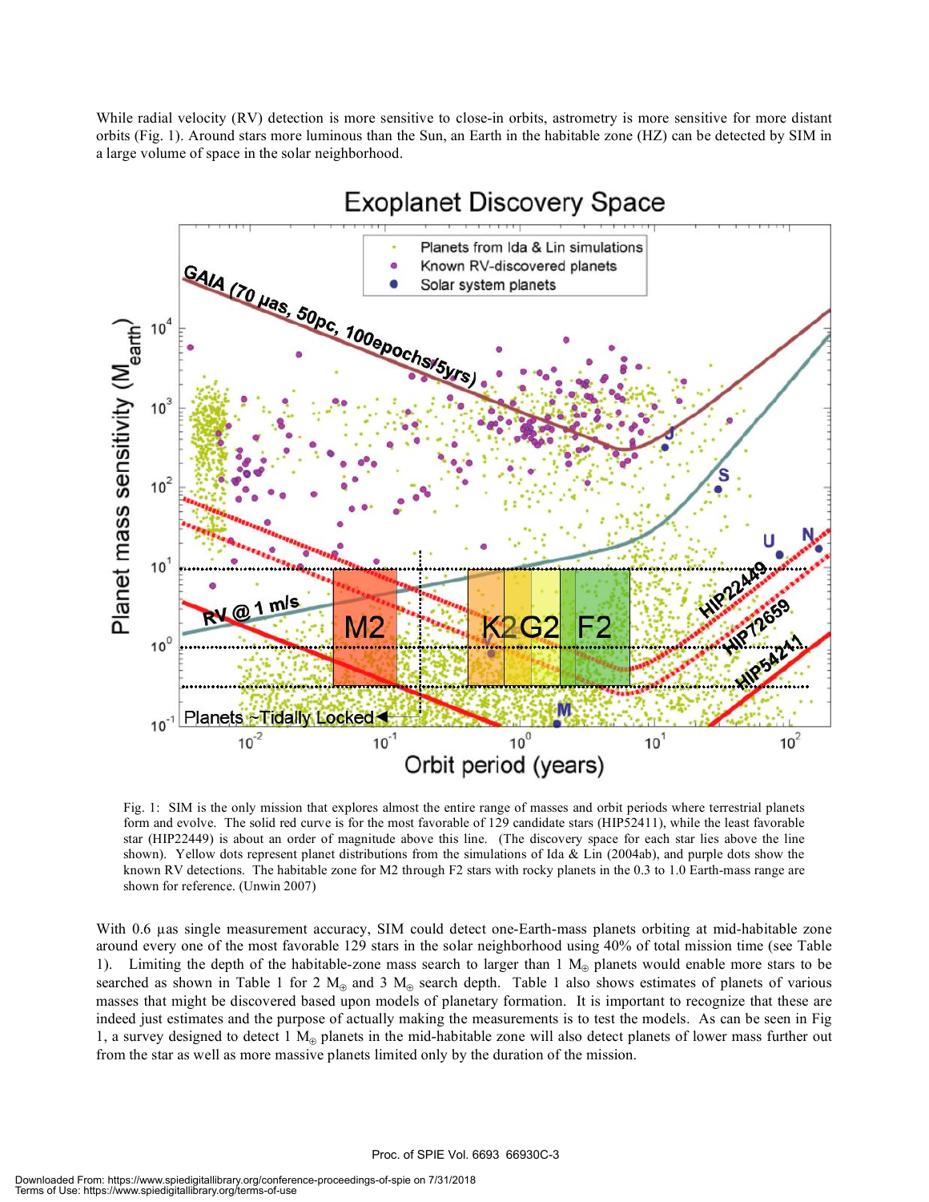While radial velocity (RV) detection is more sensitive to close-in orbits, astrometry is more sensitive for more distant orbits (Fig. 1). Around stars more luminous than the Sun, an Earth in the habitable zone (HZ) can be detected by SIM in a large volume of space in the solar neighborhood.

Fig. 1: SIM is the only mission that explores almost the entire range of masses and orbit periods where terrestrial planets form and evolve. The solid red curve is for the most favorable of 129 candidate stars (HIP52411), while the least favorable star (HIP22449) is about an order of magnitude above this line. (The discovery space for each star lies above the line shown). Yellow dots represent planet distributions from the simulations of Ida & Lin (2004ab), and purple dots show the known RV detections. The habitable zone for M2 through F2 stars with rocky planets in the 0.3 to 1.0 Earth-mass range are shown for reference. (Unwin 2007)

With 0.6 μas single measurement accuracy, SIM could detect one-Earth-mass planets orbiting at mid-habitable zone around every one of the most favorable 129 stars in the solar neighborhood using 40% of total mission time (see Table 1). Limiting the depth of the habitable-zone mass search to larger than 1 $M_\oplus$ planets would enable more stars to be searched as shown in Table 1 for 2 $M_\oplus$ and 3 $M_\oplus$ search depth. Table 1 also shows estimates of planets of various masses that might be discovered based upon models of planetary formation. It is important to recognize that these are indeed just estimates and the purpose of actually making the measurements is to test the models. As can be seen in Fig 1, a survey designed to detect 1 $M_\oplus$ planets in the mid-habitable zone will also detect planets of lower mass further out from the star as well as more massive planets limited only by the duration of the mission.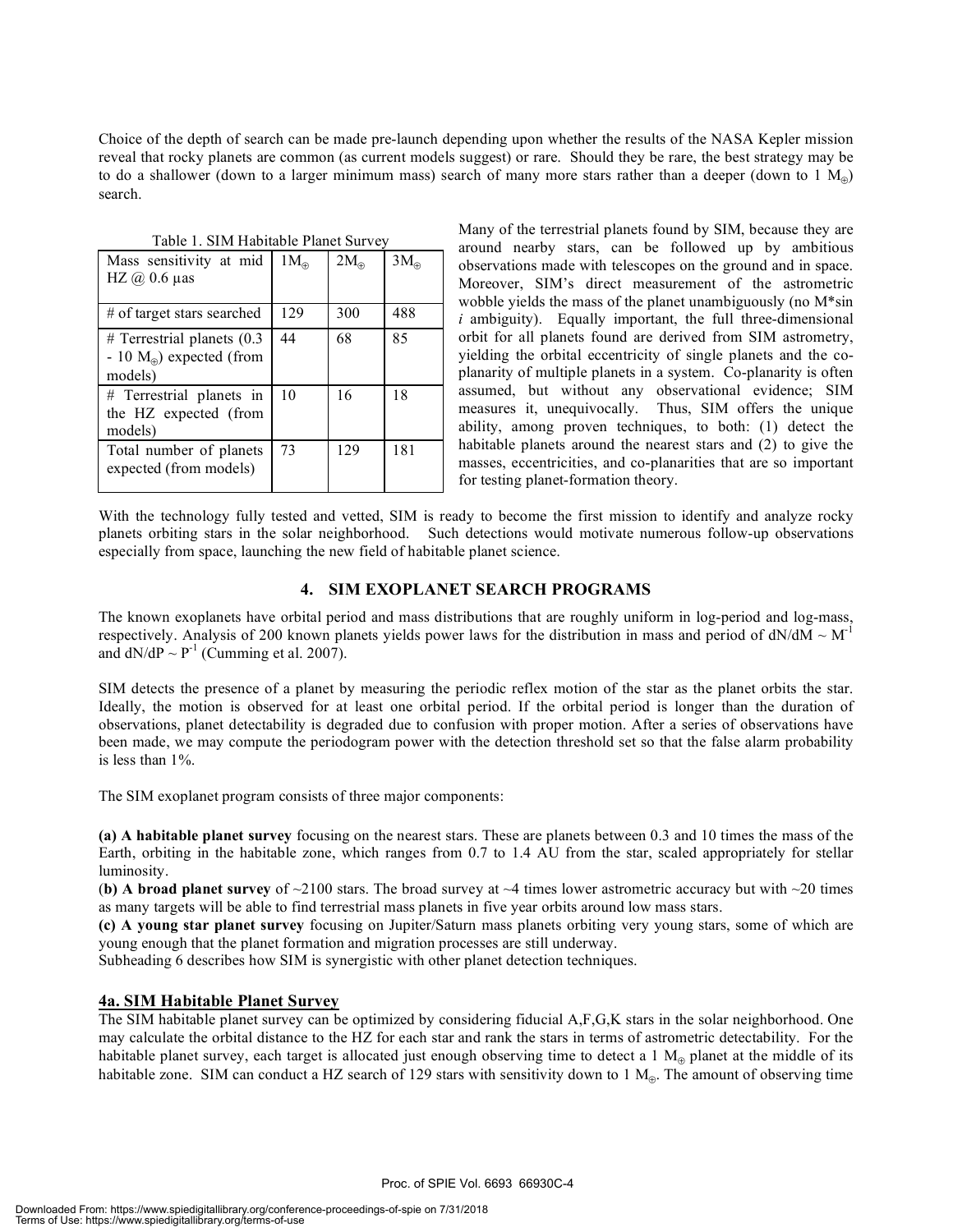Choice of the depth of search can be made pre-launch depending upon whether the results of the NASA Kepler mission reveal that rocky planets are common (as current models suggest) or rare. Should they be rare, the best strategy may be to do a shallower (down to a larger minimum mass) search of many more stars rather than a deeper (down to 1 $M_\oplus$) search.

Table 1. SIM Habitable Planet Survey

| Mass sensitivity at mid HZ @ 0.6 µas | $1M_\oplus$ | $2M_\oplus$ | $3M_\oplus$ |
|---|---|---|---|
| # of target stars searched | 129 | 300 | 488 |
| # Terrestrial planets (0.3 - 10 $M_\oplus$) expected (from models) | 44 | 68 | 85 |
| # Terrestrial planets in the HZ expected (from models) | 10 | 16 | 18 |
| Total number of planets expected (from models) | 73 | 129 | 181 |

Many of the terrestrial planets found by SIM, because they are around nearby stars, can be followed up by ambitious observations made with telescopes on the ground and in space. Moreover, SIM's direct measurement of the astrometric wobble yields the mass of the planet unambiguously (no M*sin *i* ambiguity). Equally important, the full three-dimensional orbit for all planets found are derived from SIM astrometry, yielding the orbital eccentricity of single planets and the co-planarity of multiple planets in a system. Co-planarity is often assumed, but without any observational evidence; SIM measures it, unequivocally. Thus, SIM offers the unique ability, among proven techniques, to both: (1) detect the habitable planets around the nearest stars and (2) to give the masses, eccentricities, and co-planarities that are so important for testing planet-formation theory.

With the technology fully tested and vetted, SIM is ready to become the first mission to identify and analyze rocky planets orbiting stars in the solar neighborhood. Such detections would motivate numerous follow-up observations especially from space, launching the new field of habitable planet science.

## 4. SIM EXOPLANET SEARCH PROGRAMS

The known exoplanets have orbital period and mass distributions that are roughly uniform in log-period and log-mass, respectively. Analysis of 200 known planets yields power laws for the distribution in mass and period of $dN/dM \sim M^{-1}$ and $dN/dP \sim P^{-1}$ (Cumming et al. 2007).

SIM detects the presence of a planet by measuring the periodic reflex motion of the star as the planet orbits the star. Ideally, the motion is observed for at least one orbital period. If the orbital period is longer than the duration of observations, planet detectability is degraded due to confusion with proper motion. After a series of observations have been made, we may compute the periodogram power with the detection threshold set so that the false alarm probability is less than 1%.

The SIM exoplanet program consists of three major components:

**(a) A habitable planet survey** focusing on the nearest stars. These are planets between 0.3 and 10 times the mass of the Earth, orbiting in the habitable zone, which ranges from 0.7 to 1.4 AU from the star, scaled appropriately for stellar luminosity.
(**b) A broad planet survey** of ~2100 stars. The broad survey at ~4 times lower astrometric accuracy but with ~20 times as many targets will be able to find terrestrial mass planets in five year orbits around low mass stars.
**(c) A young star planet survey** focusing on Jupiter/Saturn mass planets orbiting very young stars, some of which are young enough that the planet formation and migration processes are still underway.
Subheading 6 describes how SIM is synergistic with other planet detection techniques.

### 4a. SIM Habitable Planet Survey

The SIM habitable planet survey can be optimized by considering fiducial A,F,G,K stars in the solar neighborhood. One may calculate the orbital distance to the HZ for each star and rank the stars in terms of astrometric detectability. For the habitable planet survey, each target is allocated just enough observing time to detect a 1 $M_\oplus$ planet at the middle of its habitable zone. SIM can conduct a HZ search of 129 stars with sensitivity down to 1 $M_\oplus$. The amount of observing time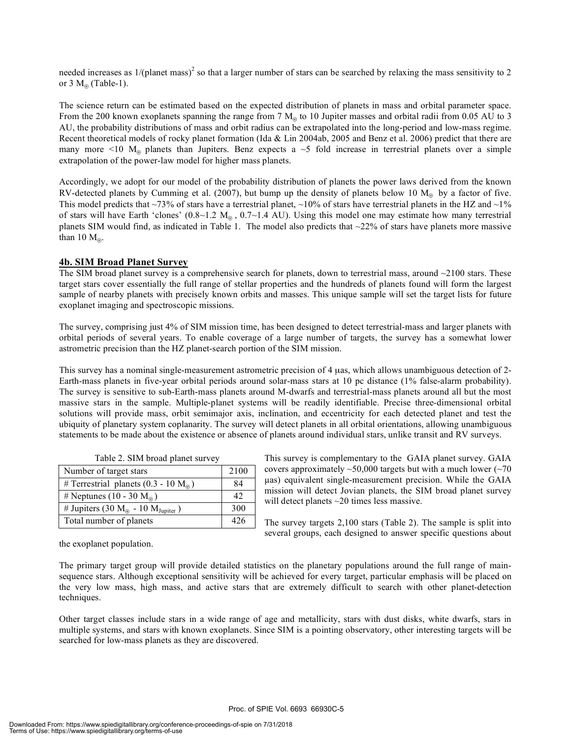needed increases as 1/(planet mass)$^2$ so that a larger number of stars can be searched by relaxing the mass sensitivity to 2 or 3 $M_\oplus$ (Table-1).

The science return can be estimated based on the expected distribution of planets in mass and orbital parameter space. From the 200 known exoplanets spanning the range from 7 $M_\oplus$ to 10 Jupiter masses and orbital radii from 0.05 AU to 3 AU, the probability distributions of mass and orbit radius can be extrapolated into the long-period and low-mass regime. Recent theoretical models of rocky planet formation (Ida & Lin 2004ab, 2005 and Benz et al. 2006) predict that there are many more <10 $M_\oplus$ planets than Jupiters. Benz expects a ~5 fold increase in terrestrial planets over a simple extrapolation of the power-law model for higher mass planets.

Accordingly, we adopt for our model of the probability distribution of planets the power laws derived from the known RV-detected planets by Cumming et al. (2007), but bump up the density of planets below 10 $M_\oplus$ by a factor of five. This model predicts that ~73% of stars have a terrestrial planet, ~10% of stars have terrestrial planets in the HZ and ~1% of stars will have Earth 'clones' (0.8~1.2 $M_\oplus$ , 0.7~1.4 AU). Using this model one may estimate how many terrestrial planets SIM would find, as indicated in Table 1. The model also predicts that ~22% of stars have planets more massive than 10 $M_\oplus$.

## 4b. SIM Broad Planet Survey

The SIM broad planet survey is a comprehensive search for planets, down to terrestrial mass, around ~2100 stars. These target stars cover essentially the full range of stellar properties and the hundreds of planets found will form the largest sample of nearby planets with precisely known orbits and masses. This unique sample will set the target lists for future exoplanet imaging and spectroscopic missions.

The survey, comprising just 4% of SIM mission time, has been designed to detect terrestrial-mass and larger planets with orbital periods of several years. To enable coverage of a large number of targets, the survey has a somewhat lower astrometric precision than the HZ planet-search portion of the SIM mission.

This survey has a nominal single-measurement astrometric precision of 4 μas, which allows unambiguous detection of 2-Earth-mass planets in five-year orbital periods around solar-mass stars at 10 pc distance (1% false-alarm probability). The survey is sensitive to sub-Earth-mass planets around M-dwarfs and terrestrial-mass planets around all but the most massive stars in the sample. Multiple-planet systems will be readily identifiable. Precise three-dimensional orbital solutions will provide mass, orbit semimajor axis, inclination, and eccentricity for each detected planet and test the ubiquity of planetary system coplanarity. The survey will detect planets in all orbital orientations, allowing unambiguous statements to be made about the existence or absence of planets around individual stars, unlike transit and RV surveys.

Table 2. SIM broad planet survey

| Number of target stars | 2100 |
|---|---|
| # Terrestrial planets (0.3 - 10 $M_\oplus$) | 84 |
| # Neptunes (10 - 30 $M_\oplus$) | 42 |
| # Jupiters (30 $M_\oplus$ - 10 $M_{Jupiter}$) | 300 |
| Total number of planets | 426 |

This survey is complementary to the GAIA planet survey. GAIA covers approximately ~50,000 targets but with a much lower (~70 μas) equivalent single-measurement precision. While the GAIA mission will detect Jovian planets, the SIM broad planet survey will detect planets ~20 times less massive.

The survey targets 2,100 stars (Table 2). The sample is split into several groups, each designed to answer specific questions about the exoplanet population.

The primary target group will provide detailed statistics on the planetary populations around the full range of main-sequence stars. Although exceptional sensitivity will be achieved for every target, particular emphasis will be placed on the very low mass, high mass, and active stars that are extremely difficult to search with other planet-detection techniques.

Other target classes include stars in a wide range of age and metallicity, stars with dust disks, white dwarfs, stars in multiple systems, and stars with known exoplanets. Since SIM is a pointing observatory, other interesting targets will be searched for low-mass planets as they are discovered.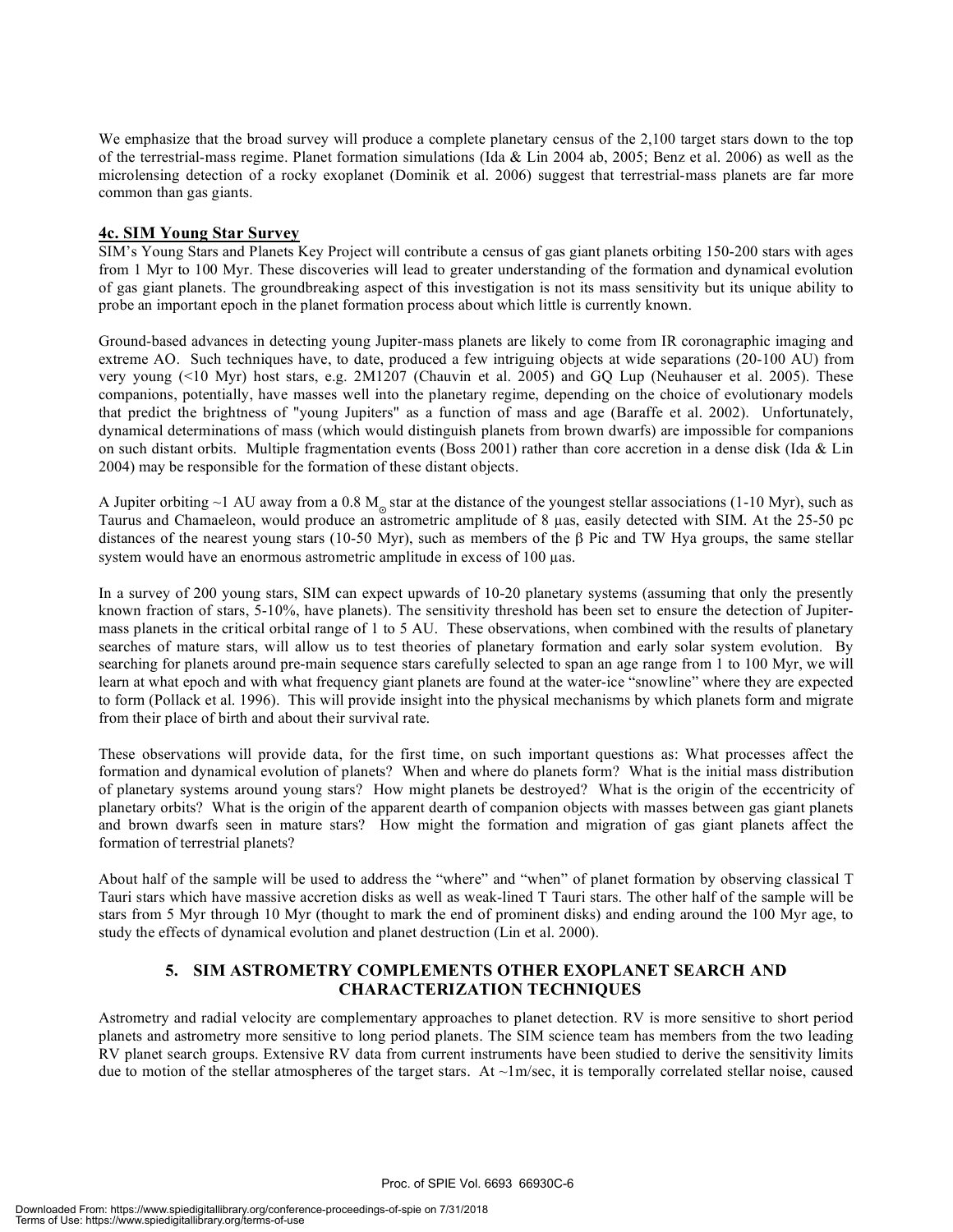We emphasize that the broad survey will produce a complete planetary census of the 2,100 target stars down to the top of the terrestrial-mass regime. Planet formation simulations (Ida & Lin 2004 ab, 2005; Benz et al. 2006) as well as the microlensing detection of a rocky exoplanet (Dominik et al. 2006) suggest that terrestrial-mass planets are far more common than gas giants.

### 4c. SIM Young Star Survey

SIM's Young Stars and Planets Key Project will contribute a census of gas giant planets orbiting 150-200 stars with ages from 1 Myr to 100 Myr. These discoveries will lead to greater understanding of the formation and dynamical evolution of gas giant planets. The groundbreaking aspect of this investigation is not its mass sensitivity but its unique ability to probe an important epoch in the planet formation process about which little is currently known.

Ground-based advances in detecting young Jupiter-mass planets are likely to come from IR coronagraphic imaging and extreme AO. Such techniques have, to date, produced a few intriguing objects at wide separations (20-100 AU) from very young (<10 Myr) host stars, e.g. 2M1207 (Chauvin et al. 2005) and GQ Lup (Neuhauser et al. 2005). These companions, potentially, have masses well into the planetary regime, depending on the choice of evolutionary models that predict the brightness of "young Jupiters" as a function of mass and age (Baraffe et al. 2002). Unfortunately, dynamical determinations of mass (which would distinguish planets from brown dwarfs) are impossible for companions on such distant orbits. Multiple fragmentation events (Boss 2001) rather than core accretion in a dense disk (Ida & Lin 2004) may be responsible for the formation of these distant objects.

A Jupiter orbiting ~1 AU away from a 0.8 $M_{\odot}$ star at the distance of the youngest stellar associations (1-10 Myr), such as Taurus and Chamaeleon, would produce an astrometric amplitude of 8 μas, easily detected with SIM. At the 25-50 pc distances of the nearest young stars (10-50 Myr), such as members of the β Pic and TW Hya groups, the same stellar system would have an enormous astrometric amplitude in excess of 100 μas.

In a survey of 200 young stars, SIM can expect upwards of 10-20 planetary systems (assuming that only the presently known fraction of stars, 5-10%, have planets). The sensitivity threshold has been set to ensure the detection of Jupiter-mass planets in the critical orbital range of 1 to 5 AU. These observations, when combined with the results of planetary searches of mature stars, will allow us to test theories of planetary formation and early solar system evolution. By searching for planets around pre-main sequence stars carefully selected to span an age range from 1 to 100 Myr, we will learn at what epoch and with what frequency giant planets are found at the water-ice "snowline" where they are expected to form (Pollack et al. 1996). This will provide insight into the physical mechanisms by which planets form and migrate from their place of birth and about their survival rate.

These observations will provide data, for the first time, on such important questions as: What processes affect the formation and dynamical evolution of planets? When and where do planets form? What is the initial mass distribution of planetary systems around young stars? How might planets be destroyed? What is the origin of the eccentricity of planetary orbits? What is the origin of the apparent dearth of companion objects with masses between gas giant planets and brown dwarfs seen in mature stars? How might the formation and migration of gas giant planets affect the formation of terrestrial planets?

About half of the sample will be used to address the "where" and "when" of planet formation by observing classical T Tauri stars which have massive accretion disks as well as weak-lined T Tauri stars. The other half of the sample will be stars from 5 Myr through 10 Myr (thought to mark the end of prominent disks) and ending around the 100 Myr age, to study the effects of dynamical evolution and planet destruction (Lin et al. 2000).

## 5. SIM ASTROMETRY COMPLEMENTS OTHER EXOPLANET SEARCH AND CHARACTERIZATION TECHNIQUES

Astrometry and radial velocity are complementary approaches to planet detection. RV is more sensitive to short period planets and astrometry more sensitive to long period planets. The SIM science team has members from the two leading RV planet search groups. Extensive RV data from current instruments have been studied to derive the sensitivity limits due to motion of the stellar atmospheres of the target stars. At ~1m/sec, it is temporally correlated stellar noise, caused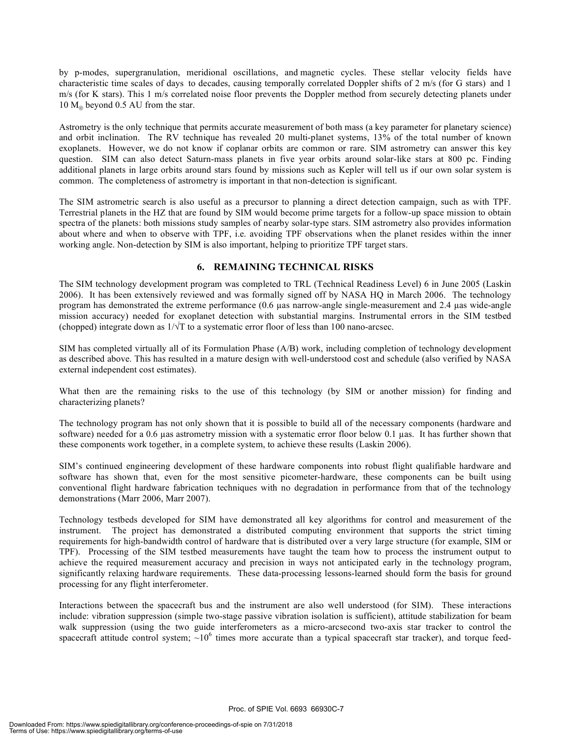by p-modes, supergranulation, meridional oscillations, and magnetic cycles. These stellar velocity fields have characteristic time scales of days to decades, causing temporally correlated Doppler shifts of 2 m/s (for G stars) and 1 m/s (for K stars). This 1 m/s correlated noise floor prevents the Doppler method from securely detecting planets under 10 $M_{\oplus}$ beyond 0.5 AU from the star.

Astrometry is the only technique that permits accurate measurement of both mass (a key parameter for planetary science) and orbit inclination. The RV technique has revealed 20 multi-planet systems, 13% of the total number of known exoplanets. However, we do not know if coplanar orbits are common or rare. SIM astrometry can answer this key question. SIM can also detect Saturn-mass planets in five year orbits around solar-like stars at 800 pc. Finding additional planets in large orbits around stars found by missions such as Kepler will tell us if our own solar system is common. The completeness of astrometry is important in that non-detection is significant.

The SIM astrometric search is also useful as a precursor to planning a direct detection campaign, such as with TPF. Terrestrial planets in the HZ that are found by SIM would become prime targets for a follow-up space mission to obtain spectra of the planets: both missions study samples of nearby solar-type stars. SIM astrometry also provides information about where and when to observe with TPF, i.e. avoiding TPF observations when the planet resides within the inner working angle. Non-detection by SIM is also important, helping to prioritize TPF target stars.

## 6. REMAINING TECHNICAL RISKS

The SIM technology development program was completed to TRL (Technical Readiness Level) 6 in June 2005 (Laskin 2006). It has been extensively reviewed and was formally signed off by NASA HQ in March 2006. The technology program has demonstrated the extreme performance (0.6 µas narrow-angle single-measurement and 2.4 µas wide-angle mission accuracy) needed for exoplanet detection with substantial margins. Instrumental errors in the SIM testbed (chopped) integrate down as $1/\sqrt{T}$ to a systematic error floor of less than 100 nano-arcsec.

SIM has completed virtually all of its Formulation Phase (A/B) work, including completion of technology development as described above. This has resulted in a mature design with well-understood cost and schedule (also verified by NASA external independent cost estimates).

What then are the remaining risks to the use of this technology (by SIM or another mission) for finding and characterizing planets?

The technology program has not only shown that it is possible to build all of the necessary components (hardware and software) needed for a 0.6 µas astrometry mission with a systematic error floor below 0.1 µas. It has further shown that these components work together, in a complete system, to achieve these results (Laskin 2006).

SIM's continued engineering development of these hardware components into robust flight qualifiable hardware and software has shown that, even for the most sensitive picometer-hardware, these components can be built using conventional flight hardware fabrication techniques with no degradation in performance from that of the technology demonstrations (Marr 2006, Marr 2007).

Technology testbeds developed for SIM have demonstrated all key algorithms for control and measurement of the instrument. The project has demonstrated a distributed computing environment that supports the strict timing requirements for high-bandwidth control of hardware that is distributed over a very large structure (for example, SIM or TPF). Processing of the SIM testbed measurements have taught the team how to process the instrument output to achieve the required measurement accuracy and precision in ways not anticipated early in the technology program, significantly relaxing hardware requirements. These data-processing lessons-learned should form the basis for ground processing for any flight interferometer.

Interactions between the spacecraft bus and the instrument are also well understood (for SIM). These interactions include: vibration suppression (simple two-stage passive vibration isolation is sufficient), attitude stabilization for beam walk suppression (using the two guide interferometers as a micro-arcsecond two-axis star tracker to control the spacecraft attitude control system; ~$10^6$ times more accurate than a typical spacecraft star tracker), and torque feed-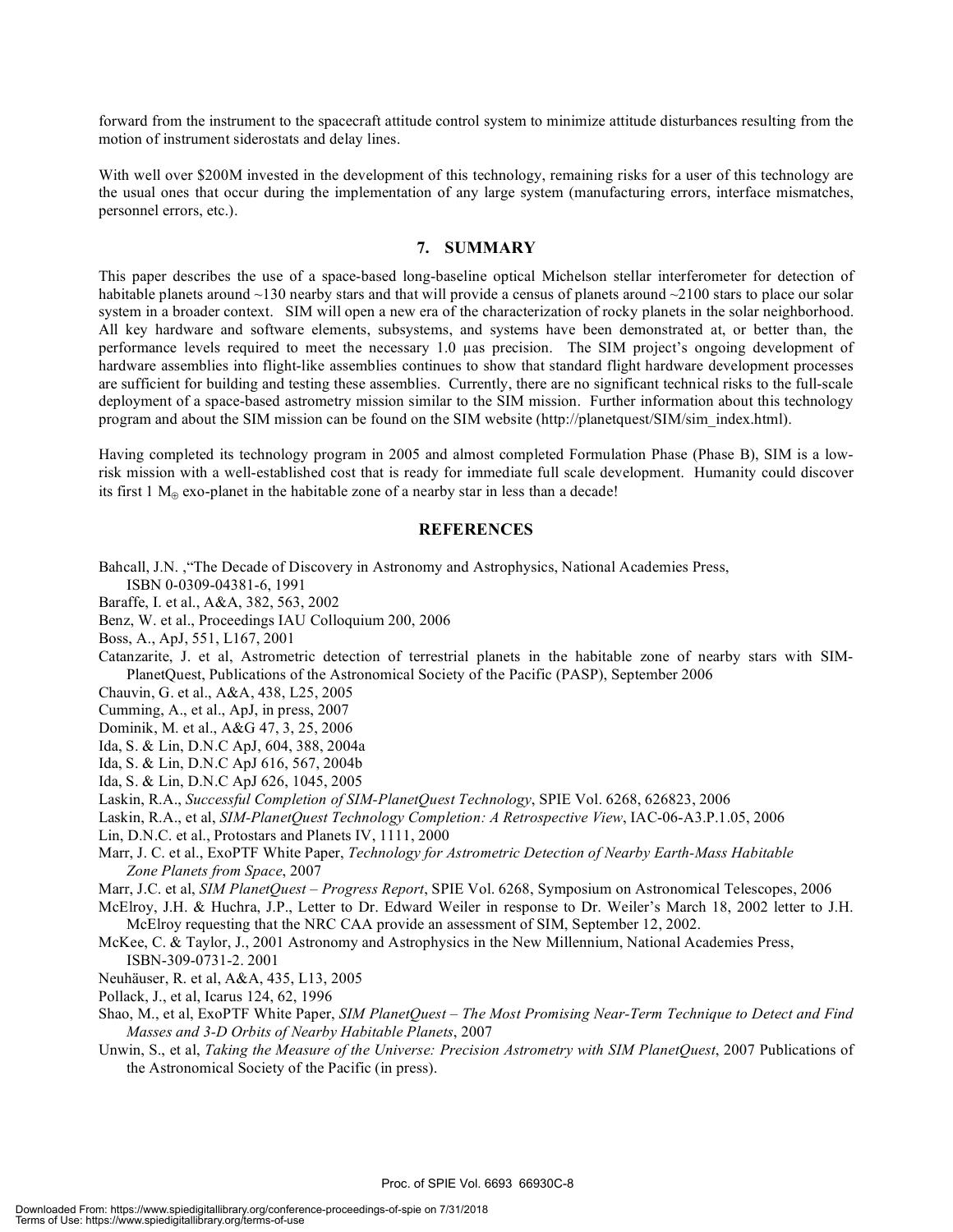forward from the instrument to the spacecraft attitude control system to minimize attitude disturbances resulting from the motion of instrument siderostats and delay lines.

With well over $200M invested in the development of this technology, remaining risks for a user of this technology are the usual ones that occur during the implementation of any large system (manufacturing errors, interface mismatches, personnel errors, etc.).

## 7. SUMMARY

This paper describes the use of a space-based long-baseline optical Michelson stellar interferometer for detection of habitable planets around ~130 nearby stars and that will provide a census of planets around ~2100 stars to place our solar system in a broader context. SIM will open a new era of the characterization of rocky planets in the solar neighborhood. All key hardware and software elements, subsystems, and systems have been demonstrated at, or better than, the performance levels required to meet the necessary 1.0 μas precision. The SIM project's ongoing development of hardware assemblies into flight-like assemblies continues to show that standard flight hardware development processes are sufficient for building and testing these assemblies. Currently, there are no significant technical risks to the full-scale deployment of a space-based astrometry mission similar to the SIM mission. Further information about this technology program and about the SIM mission can be found on the SIM website (http://planetquest/SIM/sim_index.html).

Having completed its technology program in 2005 and almost completed Formulation Phase (Phase B), SIM is a low-risk mission with a well-established cost that is ready for immediate full scale development. Humanity could discover its first 1 $M_{\oplus}$ exo-planet in the habitable zone of a nearby star in less than a decade!

## REFERENCES

Bahcall, J.N. ,"The Decade of Discovery in Astronomy and Astrophysics, National Academies Press, ISBN 0-0309-04381-6, 1991

Baraffe, I. et al., A&A, 382, 563, 2002

Benz, W. et al., Proceedings IAU Colloquium 200, 2006

Boss, A., ApJ, 551, L167, 2001

Catanzarite, J. et al, Astrometric detection of terrestrial planets in the habitable zone of nearby stars with SIM-PlanetQuest, Publications of the Astronomical Society of the Pacific (PASP), September 2006

Chauvin, G. et al., A&A, 438, L25, 2005

Cumming, A., et al., ApJ, in press, 2007

Dominik, M. et al., A&G 47, 3, 25, 2006

Ida, S. & Lin, D.N.C ApJ, 604, 388, 2004a

Ida, S. & Lin, D.N.C ApJ 616, 567, 2004b

Ida, S. & Lin, D.N.C ApJ 626, 1045, 2005

Laskin, R.A., *Successful Completion of SIM-PlanetQuest Technology*, SPIE Vol. 6268, 626823, 2006

Laskin, R.A., et al, *SIM-PlanetQuest Technology Completion: A Retrospective View*, IAC-06-A3.P.1.05, 2006

Lin, D.N.C. et al., Protostars and Planets IV, 1111, 2000

Marr, J. C. et al., ExoPTF White Paper, *Technology for Astrometric Detection of Nearby Earth-Mass Habitable Zone Planets from Space*, 2007

Marr, J.C. et al, *SIM PlanetQuest – Progress Report*, SPIE Vol. 6268, Symposium on Astronomical Telescopes, 2006

McElroy, J.H. & Huchra, J.P., Letter to Dr. Edward Weiler in response to Dr. Weiler's March 18, 2002 letter to J.H. McElroy requesting that the NRC CAA provide an assessment of SIM, September 12, 2002.

McKee, C. & Taylor, J., 2001 Astronomy and Astrophysics in the New Millennium, National Academies Press, ISBN-309-0731-2. 2001

Neuhäuser, R. et al, A&A, 435, L13, 2005

Pollack, J., et al, Icarus 124, 62, 1996

Shao, M., et al, ExoPTF White Paper, *SIM PlanetQuest – The Most Promising Near-Term Technique to Detect and Find Masses and 3-D Orbits of Nearby Habitable Planets*, 2007

Unwin, S., et al, *Taking the Measure of the Universe: Precision Astrometry with SIM PlanetQuest*, 2007 Publications of the Astronomical Society of the Pacific (in press).